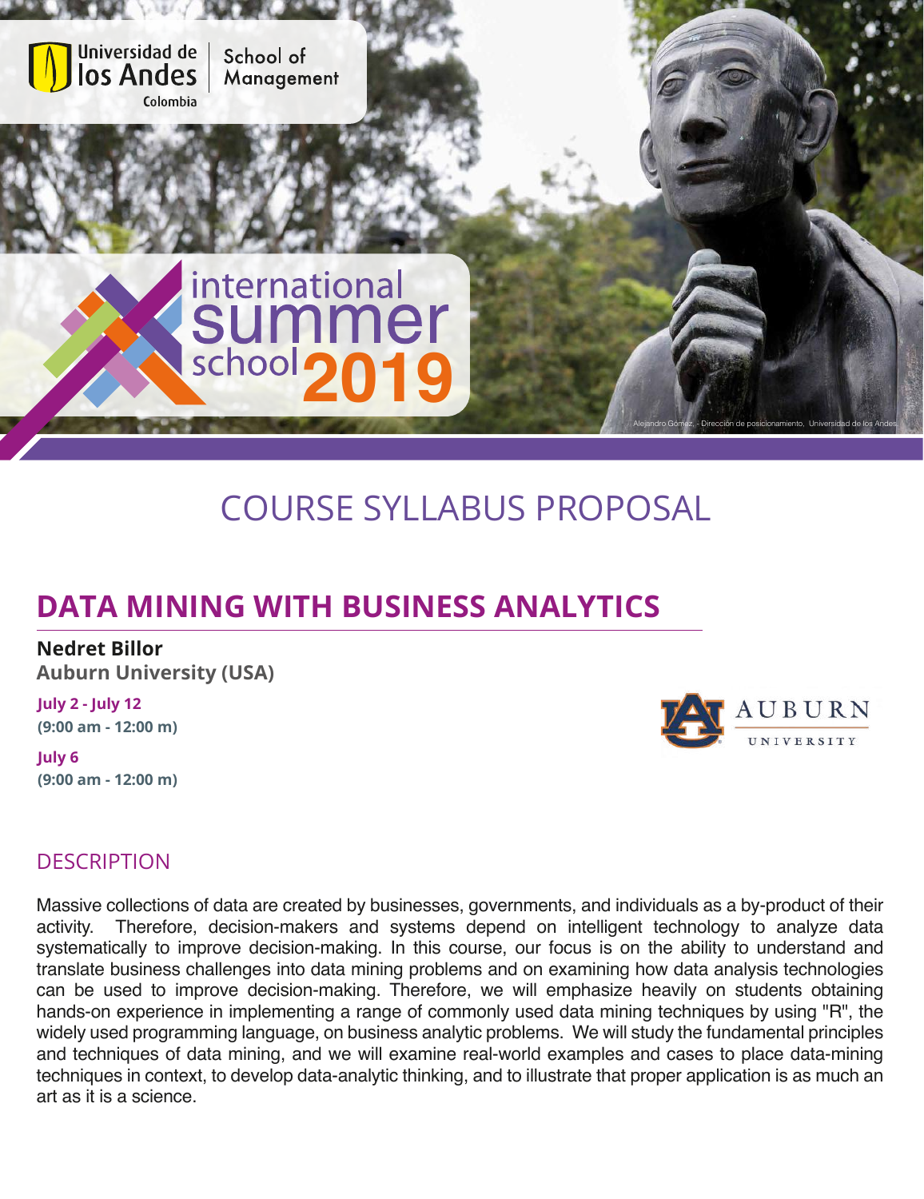Universidad de los Andes Colombia | School of Management

international summer school 2019

Alejandro Gómez. - Dirección de posicionamiento, Universidad de los Andes

# COURSE SYLLABUS PROPOSAL

## DATA MINING WITH BUSINESS ANALYTICS

**Nedret Billor**
**Auburn University (USA)**

**July 2 - July 12**
**(9:00 am - 12:00 m)**

**July 6**
**(9:00 am - 12:00 m)**

AUBURN UNIVERSITY

## DESCRIPTION

Massive collections of data are created by businesses, governments, and individuals as a by-product of their activity. Therefore, decision-makers and systems depend on intelligent technology to analyze data systematically to improve decision-making. In this course, our focus is on the ability to understand and translate business challenges into data mining problems and on examining how data analysis technologies can be used to improve decision-making. Therefore, we will emphasize heavily on students obtaining hands-on experience in implementing a range of commonly used data mining techniques by using "R", the widely used programming language, on business analytic problems. We will study the fundamental principles and techniques of data mining, and we will examine real-world examples and cases to place data-mining techniques in context, to develop data-analytic thinking, and to illustrate that proper application is as much an art as it is a science.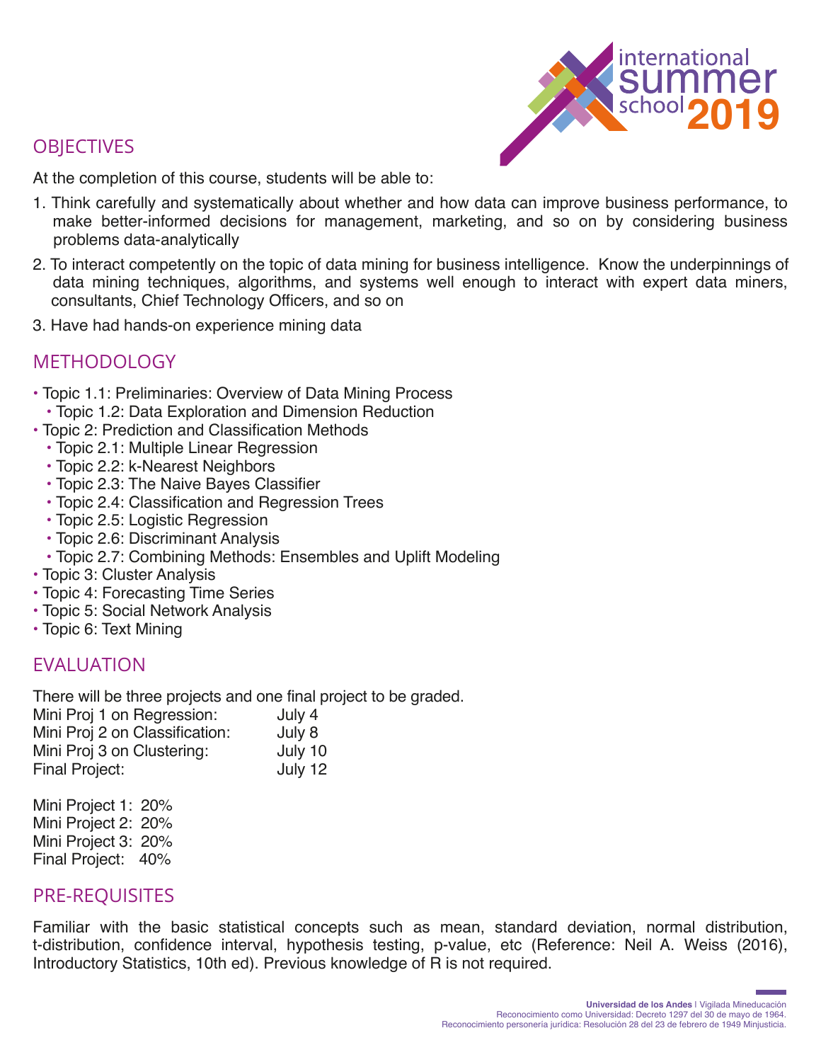## OBJECTIVES

At the completion of this course, students will be able to:

1. Think carefully and systematically about whether and how data can improve business performance, to make better-informed decisions for management, marketing, and so on by considering business problems data-analytically
2. To interact competently on the topic of data mining for business intelligence. Know the underpinnings of data mining techniques, algorithms, and systems well enough to interact with expert data miners, consultants, Chief Technology Officers, and so on
3. Have had hands-on experience mining data

## METHODOLOGY

- Topic 1.1: Preliminaries: Overview of Data Mining Process
  - Topic 1.2: Data Exploration and Dimension Reduction
- Topic 2: Prediction and Classification Methods
  - Topic 2.1: Multiple Linear Regression
  - Topic 2.2: k-Nearest Neighbors
  - Topic 2.3: The Naive Bayes Classifier
  - Topic 2.4: Classification and Regression Trees
  - Topic 2.5: Logistic Regression
  - Topic 2.6: Discriminant Analysis
  - Topic 2.7: Combining Methods: Ensembles and Uplift Modeling
- Topic 3: Cluster Analysis
- Topic 4: Forecasting Time Series
- Topic 5: Social Network Analysis
- Topic 6: Text Mining

## EVALUATION

There will be three projects and one final project to be graded.

| | |
|---|---|
| Mini Proj 1 on Regression: | July 4 |
| Mini Proj 2 on Classification: | July 8 |
| Mini Proj 3 on Clustering: | July 10 |
| Final Project: | July 12 |

Mini Project 1: 20%
Mini Project 2: 20%
Mini Project 3: 20%
Final Project: 40%

## PRE-REQUISITES

Familiar with the basic statistical concepts such as mean, standard deviation, normal distribution, t-distribution, confidence interval, hypothesis testing, p-value, etc (Reference: Neil A. Weiss (2016), Introductory Statistics, 10th ed). Previous knowledge of R is not required.